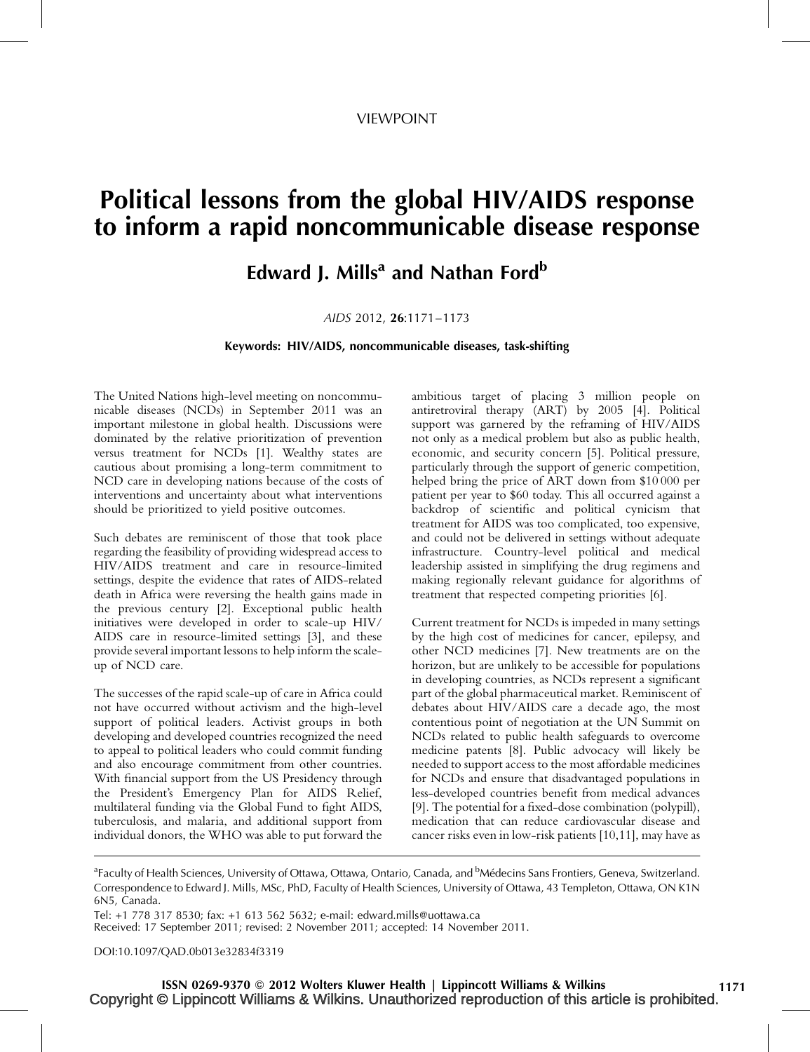VIEWPOINT

# Political lessons from the global HIV/AIDS response to inform a rapid noncommunicable disease response

**Edward J. Mills[a] and Nathan Ford[b]**

*AIDS* 2012, **26**:1171–1173

**Keywords: HIV/AIDS, noncommunicable diseases, task-shifting**

The United Nations high-level meeting on noncommunicable diseases (NCDs) in September 2011 was an important milestone in global health. Discussions were dominated by the relative prioritization of prevention versus treatment for NCDs [1]. Wealthy states are cautious about promising a long-term commitment to NCD care in developing nations because of the costs of interventions and uncertainty about what interventions should be prioritized to yield positive outcomes.

Such debates are reminiscent of those that took place regarding the feasibility of providing widespread access to HIV/AIDS treatment and care in resource-limited settings, despite the evidence that rates of AIDS-related death in Africa were reversing the health gains made in the previous century [2]. Exceptional public health initiatives were developed in order to scale-up HIV/AIDS care in resource-limited settings [3], and these provide several important lessons to help inform the scale-up of NCD care.

The successes of the rapid scale-up of care in Africa could not have occurred without activism and the high-level support of political leaders. Activist groups in both developing and developed countries recognized the need to appeal to political leaders who could commit funding and also encourage commitment from other countries. With financial support from the US Presidency through the President's Emergency Plan for AIDS Relief, multilateral funding via the Global Fund to fight AIDS, tuberculosis, and malaria, and additional support from individual donors, the WHO was able to put forward the ambitious target of placing 3 million people on antiretroviral therapy (ART) by 2005 [4]. Political support was garnered by the reframing of HIV/AIDS not only as a medical problem but also as public health, economic, and security concern [5]. Political pressure, particularly through the support of generic competition, helped bring the price of ART down from $10 000 per patient per year to $60 today. This all occurred against a backdrop of scientific and political cynicism that treatment for AIDS was too complicated, too expensive, and could not be delivered in settings without adequate infrastructure. Country-level political and medical leadership assisted in simplifying the drug regimens and making regionally relevant guidance for algorithms of treatment that respected competing priorities [6].

Current treatment for NCDs is impeded in many settings by the high cost of medicines for cancer, epilepsy, and other NCD medicines [7]. New treatments are on the horizon, but are unlikely to be accessible for populations in developing countries, as NCDs represent a significant part of the global pharmaceutical market. Reminiscent of debates about HIV/AIDS care a decade ago, the most contentious point of negotiation at the UN Summit on NCDs related to public health safeguards to overcome medicine patents [8]. Public advocacy will likely be needed to support access to the most affordable medicines for NCDs and ensure that disadvantaged populations in less-developed countries benefit from medical advances [9]. The potential for a fixed-dose combination (polypill), medication that can reduce cardiovascular disease and cancer risks even in low-risk patients [10,11], may have as

---

[a]Faculty of Health Sciences, University of Ottawa, Ottawa, Ontario, Canada, and [b]Médecins Sans Frontiers, Geneva, Switzerland.
Correspondence to Edward J. Mills, MSc, PhD, Faculty of Health Sciences, University of Ottawa, 43 Templeton, Ottawa, ON K1N 6N5, Canada.
Tel: +1 778 317 8530; fax: +1 613 562 5632; e-mail: edward.mills@uottawa.ca
Received: 17 September 2011; revised: 2 November 2011; accepted: 14 November 2011.

DOI:10.1097/QAD.0b013e32834f3319

ISSN 0269-9370 © 2012 Wolters Kluwer Health | Lippincott Williams & Wilkins
Copyright © Lippincott Williams & Wilkins. Unauthorized reproduction of this article is prohibited.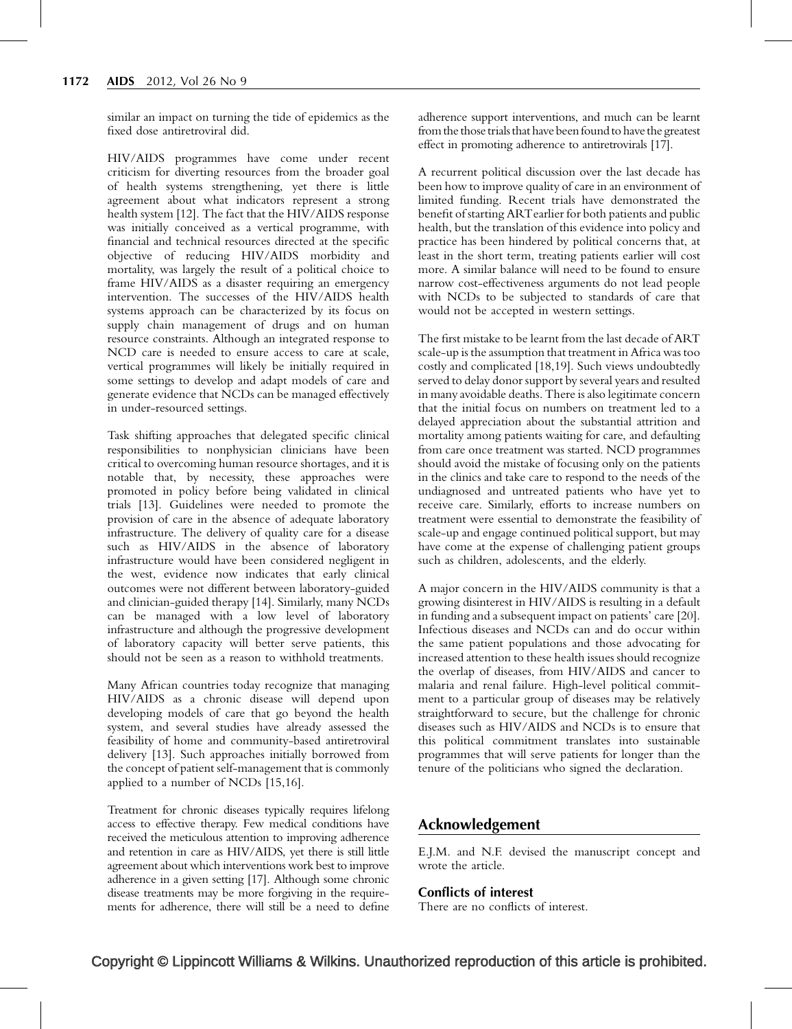similar an impact on turning the tide of epidemics as the fixed dose antiretroviral did.

HIV/AIDS programmes have come under recent criticism for diverting resources from the broader goal of health systems strengthening, yet there is little agreement about what indicators represent a strong health system [12]. The fact that the HIV/AIDS response was initially conceived as a vertical programme, with financial and technical resources directed at the specific objective of reducing HIV/AIDS morbidity and mortality, was largely the result of a political choice to frame HIV/AIDS as a disaster requiring an emergency intervention. The successes of the HIV/AIDS health systems approach can be characterized by its focus on supply chain management of drugs and on human resource constraints. Although an integrated response to NCD care is needed to ensure access to care at scale, vertical programmes will likely be initially required in some settings to develop and adapt models of care and generate evidence that NCDs can be managed effectively in under-resourced settings.

Task shifting approaches that delegated specific clinical responsibilities to nonphysician clinicians have been critical to overcoming human resource shortages, and it is notable that, by necessity, these approaches were promoted in policy before being validated in clinical trials [13]. Guidelines were needed to promote the provision of care in the absence of adequate laboratory infrastructure. The delivery of quality care for a disease such as HIV/AIDS in the absence of laboratory infrastructure would have been considered negligent in the west, evidence now indicates that early clinical outcomes were not different between laboratory-guided and clinician-guided therapy [14]. Similarly, many NCDs can be managed with a low level of laboratory infrastructure and although the progressive development of laboratory capacity will better serve patients, this should not be seen as a reason to withhold treatments.

Many African countries today recognize that managing HIV/AIDS as a chronic disease will depend upon developing models of care that go beyond the health system, and several studies have already assessed the feasibility of home and community-based antiretroviral delivery [13]. Such approaches initially borrowed from the concept of patient self-management that is commonly applied to a number of NCDs [15,16].

Treatment for chronic diseases typically requires lifelong access to effective therapy. Few medical conditions have received the meticulous attention to improving adherence and retention in care as HIV/AIDS, yet there is still little agreement about which interventions work best to improve adherence in a given setting [17]. Although some chronic disease treatments may be more forgiving in the requirements for adherence, there will still be a need to define adherence support interventions, and much can be learnt from the those trials that have been found to have the greatest effect in promoting adherence to antiretrovirals [17].

A recurrent political discussion over the last decade has been how to improve quality of care in an environment of limited funding. Recent trials have demonstrated the benefit of starting ART earlier for both patients and public health, but the translation of this evidence into policy and practice has been hindered by political concerns that, at least in the short term, treating patients earlier will cost more. A similar balance will need to be found to ensure narrow cost-effectiveness arguments do not lead people with NCDs to be subjected to standards of care that would not be accepted in western settings.

The first mistake to be learnt from the last decade of ART scale-up is the assumption that treatment in Africa was too costly and complicated [18,19]. Such views undoubtedly served to delay donor support by several years and resulted in many avoidable deaths. There is also legitimate concern that the initial focus on numbers on treatment led to a delayed appreciation about the substantial attrition and mortality among patients waiting for care, and defaulting from care once treatment was started. NCD programmes should avoid the mistake of focusing only on the patients in the clinics and take care to respond to the needs of the undiagnosed and untreated patients who have yet to receive care. Similarly, efforts to increase numbers on treatment were essential to demonstrate the feasibility of scale-up and engage continued political support, but may have come at the expense of challenging patient groups such as children, adolescents, and the elderly.

A major concern in the HIV/AIDS community is that a growing disinterest in HIV/AIDS is resulting in a default in funding and a subsequent impact on patients' care [20]. Infectious diseases and NCDs can and do occur within the same patient populations and those advocating for increased attention to these health issues should recognize the overlap of diseases, from HIV/AIDS and cancer to malaria and renal failure. High-level political commitment to a particular group of diseases may be relatively straightforward to secure, but the challenge for chronic diseases such as HIV/AIDS and NCDs is to ensure that this political commitment translates into sustainable programmes that will serve patients for longer than the tenure of the politicians who signed the declaration.

## Acknowledgement

E.J.M. and N.F. devised the manuscript concept and wrote the article.

### Conflicts of interest

There are no conflicts of interest.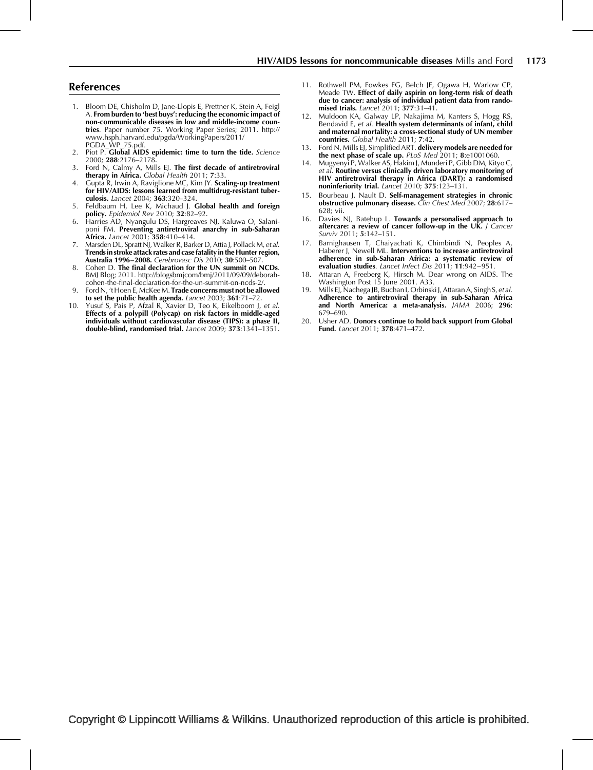## References

1. Bloom DE, Chisholm D, Jane-Llopis E, Prettner K, Stein A, Feigl A. **From burden to 'best buys': reducing the economic impact of non-communicable diseases in low and middle-income countries**. Paper number 75. Working Paper Series; 2011. http://www.hsph.harvard.edu/pgda/WorkingPapers/2011/PGDA_WP_75.pdf.
2. Piot P. **Global AIDS epidemic: time to turn the tide.** *Science* 2000; **288**:2176–2178.
3. Ford N, Calmy A, Mills EJ. **The first decade of antiretroviral therapy in Africa.** *Global Health* 2011; **7**:33.
4. Gupta R, Irwin A, Raviglione MC, Kim JY. **Scaling-up treatment for HIV/AIDS: lessons learned from multidrug-resistant tuberculosis.** *Lancet* 2004; **363**:320–324.
5. Feldbaum H, Lee K, Michaud J. **Global health and foreign policy.** *Epidemiol Rev* 2010; **32**:82–92.
6. Harries AD, Nyangulu DS, Hargreaves NJ, Kaluwa O, Salaniponi FM. **Preventing antiretroviral anarchy in sub-Saharan Africa.** *Lancet* 2001; **358**:410–414.
7. Marsden DL, Spratt NJ, Walker R, Barker D, Attia J, Pollack M, *et al.* **Trends in stroke attack rates and case fatality in the Hunter region, Australia 1996–2008.** *Cerebrovasc Dis* 2010; **30**:500–507.
8. Cohen D. **The final declaration for the UN summit on NCDs**. BMJ Blog; 2011. http://blogsbmjcom/bmj/2011/09/09/deborah-cohen-the-final-declaration-for-the-un-summit-on-ncds-2/.
9. Ford N, 't Hoen E, McKee M. **Trade concerns must not be allowed to set the public health agenda.** *Lancet* 2003; **361**:71–72.
10. Yusuf S, Pais P, Afzal R, Xavier D, Teo K, Eikelboom J, *et al.* **Effects of a polypill (Polycap) on risk factors in middle-aged individuals without cardiovascular disease (TIPS): a phase II, double-blind, randomised trial.** *Lancet* 2009; **373**:1341–1351.
11. Rothwell PM, Fowkes FG, Belch JF, Ogawa H, Warlow CP, Meade TW. **Effect of daily aspirin on long-term risk of death due to cancer: analysis of individual patient data from randomised trials.** *Lancet* 2011; **377**:31–41.
12. Muldoon KA, Galway LP, Nakajima M, Kanters S, Hogg RS, Bendavid E, *et al.* **Health system determinants of infant, child and maternal mortality: a cross-sectional study of UN member countries.** *Global Health* 2011; **7**:42.
13. Ford N, Mills EJ, Simplified ART. **delivery models are needed for the next phase of scale up.** *PLoS Med* 2011; **8**:e1001060.
14. Mugyenyi P, Walker AS, Hakim J, Munderi P, Gibb DM, Kityo C, *et al.* **Routine versus clinically driven laboratory monitoring of HIV antiretroviral therapy in Africa (DART): a randomised noninferiority trial.** *Lancet* 2010; **375**:123–131.
15. Bourbeau J, Nault D. **Self-management strategies in chronic obstructive pulmonary disease.** *Clin Chest Med* 2007; **28**:617–628; vii.
16. Davies NJ, Batehup L. **Towards a personalised approach to aftercare: a review of cancer follow-up in the UK.** *J Cancer Surviv* 2011; **5**:142–151.
17. Barnighausen T, Chaiyachati K, Chimbindi N, Peoples A, Haberer J, Newell ML. **Interventions to increase antiretroviral adherence in sub-Saharan Africa: a systematic review of evaluation studies**. *Lancet Infect Dis* 2011; **11**:942–951.
18. Attaran A, Freeberg K, Hirsch M. Dear wrong on AIDS. The Washington Post 15 June 2001. A33.
19. Mills EJ, Nachega JB, Buchan I, Orbinski J, Attaran A, Singh S, *et al.* **Adherence to antiretroviral therapy in sub-Saharan Africa and North America: a meta-analysis.** *JAMA* 2006; **296**: 679–690.
20. Usher AD. **Donors continue to hold back support from Global Fund.** *Lancet* 2011; **378**:471–472.